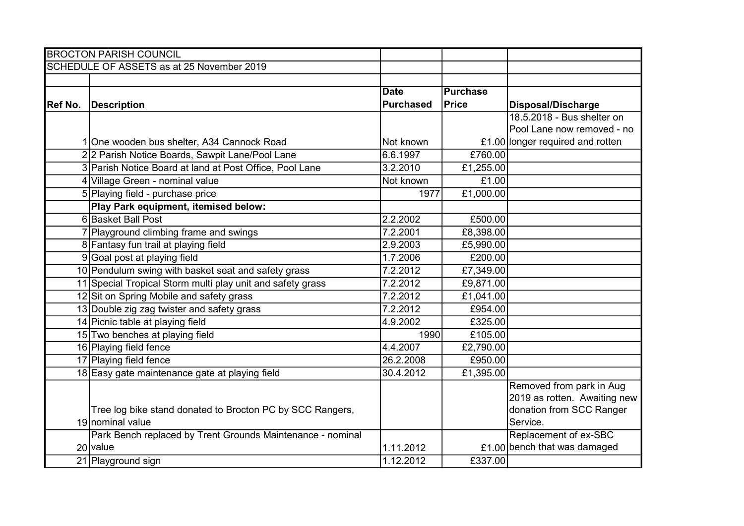BROCTON PARISH COUNCIL

SCHEDULE OF ASSETS as at 25 November 2019

| Ref No. | Description | Date Purchased | Purchase Price | Disposal/Discharge |
|---|---|---|---|---|
| 1 | One wooden bus shelter, A34 Cannock Road | Not known | £1.00 | 18.5.2018 - Bus shelter on Pool Lane now removed - no longer required and rotten |
| 2 | 2 Parish Notice Boards, Sawpit Lane/Pool Lane | 6.6.1997 | £760.00 | |
| 3 | Parish Notice Board at land at Post Office, Pool Lane | 3.2.2010 | £1,255.00 | |
| 4 | Village Green - nominal value | Not known | £1.00 | |
| 5 | Playing field - purchase price | 1977 | £1,000.00 | |
| | **Play Park equipment, itemised below:** | | | |
| 6 | Basket Ball Post | 2.2.2002 | £500.00 | |
| 7 | Playground climbing frame and swings | 7.2.2001 | £8,398.00 | |
| 8 | Fantasy fun trail at playing field | 2.9.2003 | £5,990.00 | |
| 9 | Goal post at playing field | 1.7.2006 | £200.00 | |
| 10 | Pendulum swing with basket seat and safety grass | 7.2.2012 | £7,349.00 | |
| 11 | Special Tropical Storm multi play unit and safety grass | 7.2.2012 | £9,871.00 | |
| 12 | Sit on Spring Mobile and safety grass | 7.2.2012 | £1,041.00 | |
| 13 | Double zig zag twister and safety grass | 7.2.2012 | £954.00 | |
| 14 | Picnic table at playing field | 4.9.2002 | £325.00 | |
| 15 | Two benches at playing field | 1990 | £105.00 | |
| 16 | Playing field fence | 4.4.2007 | £2,790.00 | |
| 17 | Playing field fence | 26.2.2008 | £950.00 | |
| 18 | Easy gate maintenance gate at playing field | 30.4.2012 | £1,395.00 | |
| 19 | Tree log bike stand donated to Brocton PC by SCC Rangers, nominal value | | | Removed from park in Aug 2019 as rotten. Awaiting new donation from SCC Ranger Service. |
| 20 | Park Bench replaced by Trent Grounds Maintenance - nominal value | 1.11.2012 | £1.00 | Replacement of ex-SBC bench that was damaged |
| 21 | Playground sign | 1.12.2012 | £337.00 | |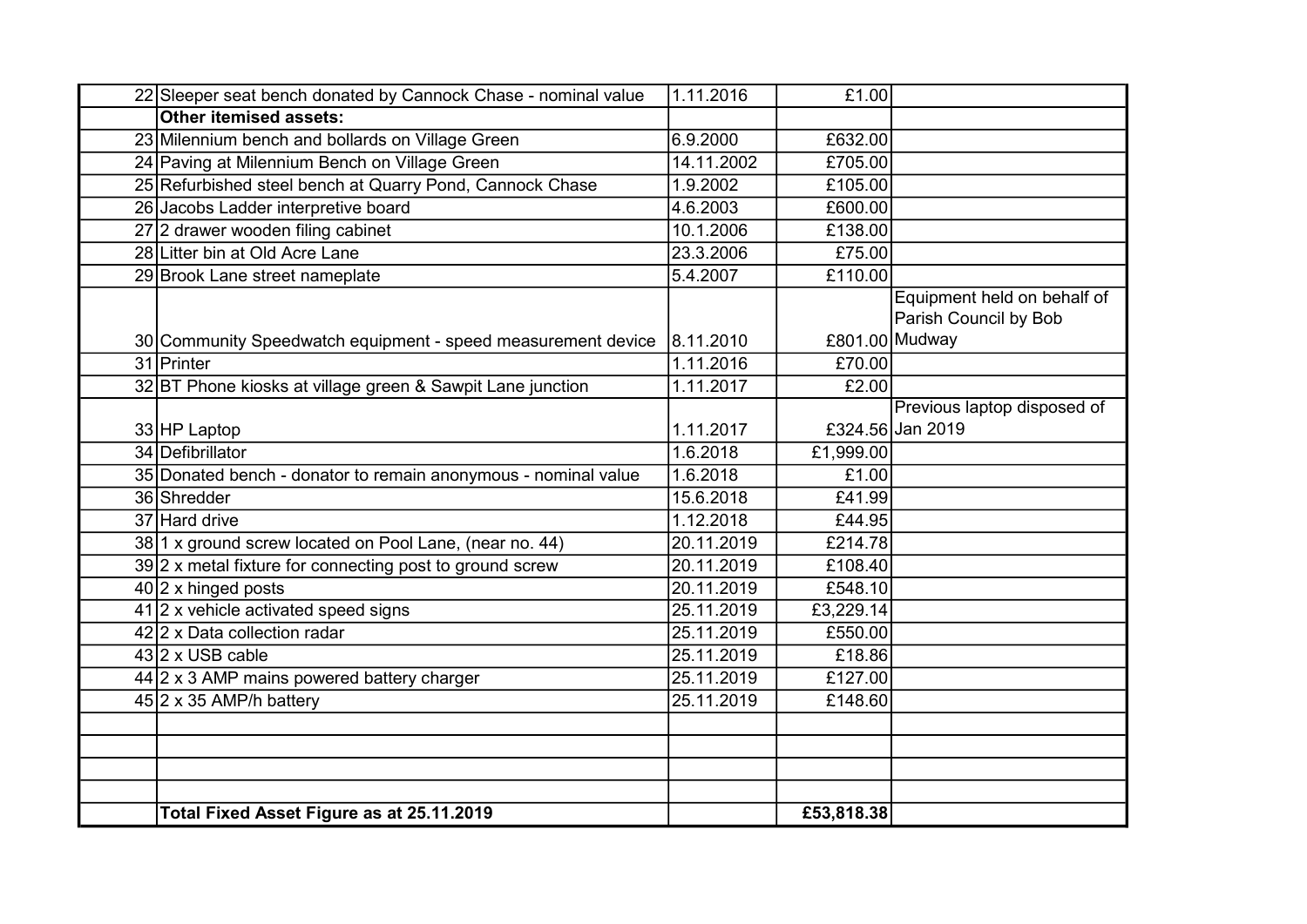| | | | | |
|---|---|---|---|---|
| 22 | Sleeper seat bench donated by Cannock Chase - nominal value | 1.11.2016 | £1.00 | |
| | **Other itemised assets:** | | | |
| 23 | Milennium bench and bollards on Village Green | 6.9.2000 | £632.00 | |
| 24 | Paving at Milennium Bench on Village Green | 14.11.2002 | £705.00 | |
| 25 | Refurbished steel bench at Quarry Pond, Cannock Chase | 1.9.2002 | £105.00 | |
| 26 | Jacobs Ladder interpretive board | 4.6.2003 | £600.00 | |
| 27 | 2 drawer wooden filing cabinet | 10.1.2006 | £138.00 | |
| 28 | Litter bin at Old Acre Lane | 23.3.2006 | £75.00 | |
| 29 | Brook Lane street nameplate | 5.4.2007 | £110.00 | |
| 30 | Community Speedwatch equipment - speed measurement device | 8.11.2010 | £801.00 | Equipment held on behalf of Parish Council by Bob Mudway |
| 31 | Printer | 1.11.2016 | £70.00 | |
| 32 | BT Phone kiosks at village green & Sawpit Lane junction | 1.11.2017 | £2.00 | |
| 33 | HP Laptop | 1.11.2017 | £324.56 | Previous laptop disposed of Jan 2019 |
| 34 | Defibrillator | 1.6.2018 | £1,999.00 | |
| 35 | Donated bench - donator to remain anonymous - nominal value | 1.6.2018 | £1.00 | |
| 36 | Shredder | 15.6.2018 | £41.99 | |
| 37 | Hard drive | 1.12.2018 | £44.95 | |
| 38 | 1 x ground screw located on Pool Lane, (near no. 44) | 20.11.2019 | £214.78 | |
| 39 | 2 x metal fixture for connecting post to ground screw | 20.11.2019 | £108.40 | |
| 40 | 2 x hinged posts | 20.11.2019 | £548.10 | |
| 41 | 2 x vehicle activated speed signs | 25.11.2019 | £3,229.14 | |
| 42 | 2 x Data collection radar | 25.11.2019 | £550.00 | |
| 43 | 2 x USB cable | 25.11.2019 | £18.86 | |
| 44 | 2 x 3 AMP mains powered battery charger | 25.11.2019 | £127.00 | |
| 45 | 2 x 35 AMP/h battery | 25.11.2019 | £148.60 | |
| | | | | |
| | | | | |
| | | | | |
| | | | | |
| | **Total Fixed Asset Figure as at 25.11.2019** | | **£53,818.38** | |